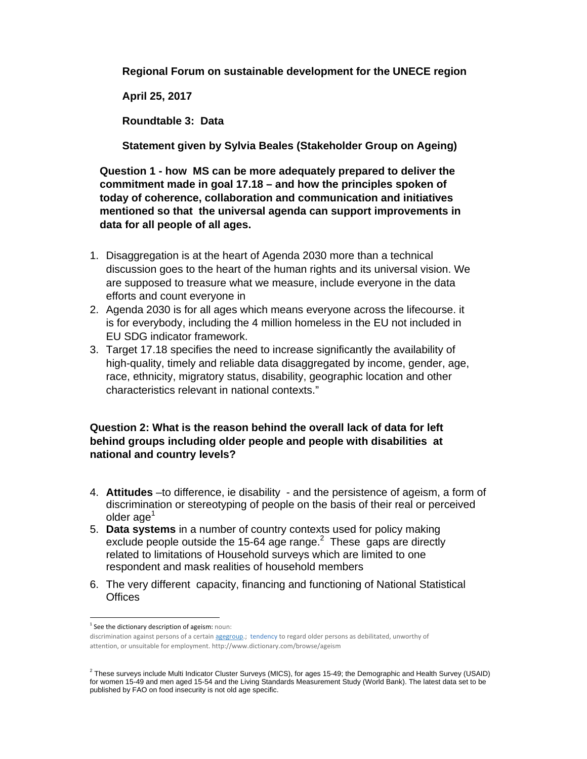**Regional Forum on sustainable development for the UNECE region**

**April 25, 2017**

**Roundtable 3: Data**

**Statement given by Sylvia Beales (Stakeholder Group on Ageing)**

**Question 1 - how MS can be more adequately prepared to deliver the commitment made in goal 17.18 – and how the principles spoken of today of coherence, collaboration and communication and initiatives mentioned so that the universal agenda can support improvements in data for all people of all ages.**

1. Disaggregation is at the heart of Agenda 2030 more than a technical discussion goes to the heart of the human rights and its universal vision. We are supposed to treasure what we measure, include everyone in the data efforts and count everyone in
2. Agenda 2030 is for all ages which means everyone across the lifecourse. it is for everybody, including the 4 million homeless in the EU not included in EU SDG indicator framework.
3. Target 17.18 specifies the need to increase significantly the availability of high-quality, timely and reliable data disaggregated by income, gender, age, race, ethnicity, migratory status, disability, geographic location and other characteristics relevant in national contexts."

**Question 2: What is the reason behind the overall lack of data for left behind groups including older people and people with disabilities at national and country levels?**

4. **Attitudes** –to difference, ie disability - and the persistence of ageism, a form of discrimination or stereotyping of people on the basis of their real or perceived older age[1]
5. **Data systems** in a number of country contexts used for policy making exclude people outside the 15-64 age range.[2] These gaps are directly related to limitations of Household surveys which are limited to one respondent and mask realities of household members
6. The very different capacity, financing and functioning of National Statistical Offices

---

[1] See the dictionary description of ageism: noun: discrimination against persons of a certain agegroup.; tendency to regard older persons as debilitated, unworthy of attention, or unsuitable for employment. http://www.dictionary.com/browse/ageism

[2] These surveys include Multi Indicator Cluster Surveys (MICS), for ages 15-49; the Demographic and Health Survey (USAID) for women 15-49 and men aged 15-54 and the Living Standards Measurement Study (World Bank). The latest data set to be published by FAO on food insecurity is not old age specific.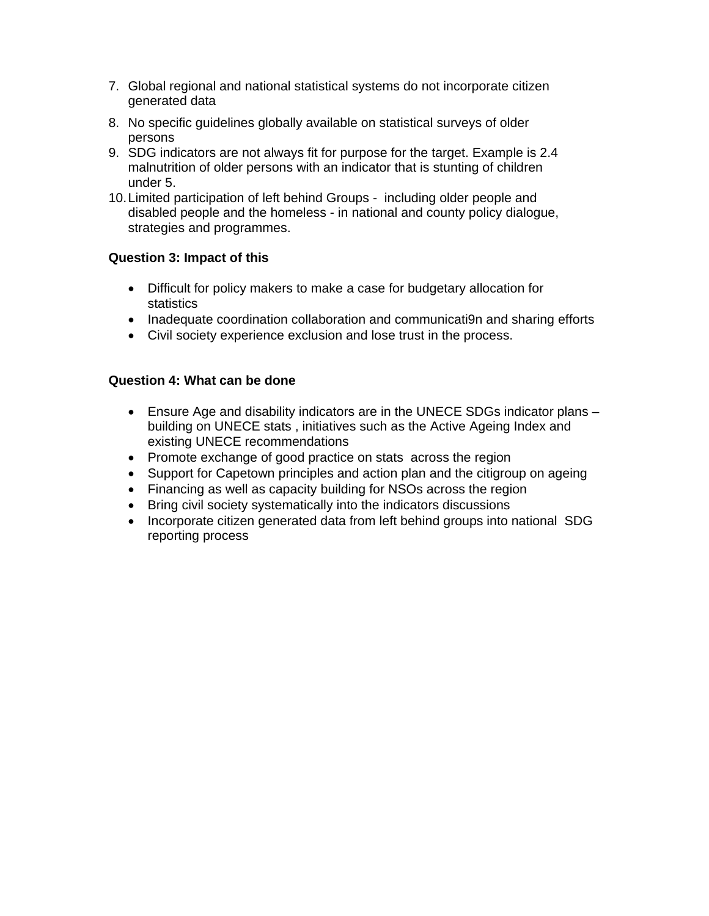7. Global regional and national statistical systems do not incorporate citizen generated data
8. No specific guidelines globally available on statistical surveys of older persons
9. SDG indicators are not always fit for purpose for the target. Example is 2.4 malnutrition of older persons with an indicator that is stunting of children under 5.
10. Limited participation of left behind Groups - including older people and disabled people and the homeless - in national and county policy dialogue, strategies and programmes.

**Question 3: Impact of this**

- Difficult for policy makers to make a case for budgetary allocation for statistics
- Inadequate coordination collaboration and communicati9n and sharing efforts
- Civil society experience exclusion and lose trust in the process.

**Question 4: What can be done**

- Ensure Age and disability indicators are in the UNECE SDGs indicator plans – building on UNECE stats , initiatives such as the Active Ageing Index and existing UNECE recommendations
- Promote exchange of good practice on stats across the region
- Support for Capetown principles and action plan and the citigroup on ageing
- Financing as well as capacity building for NSOs across the region
- Bring civil society systematically into the indicators discussions
- Incorporate citizen generated data from left behind groups into national SDG reporting process